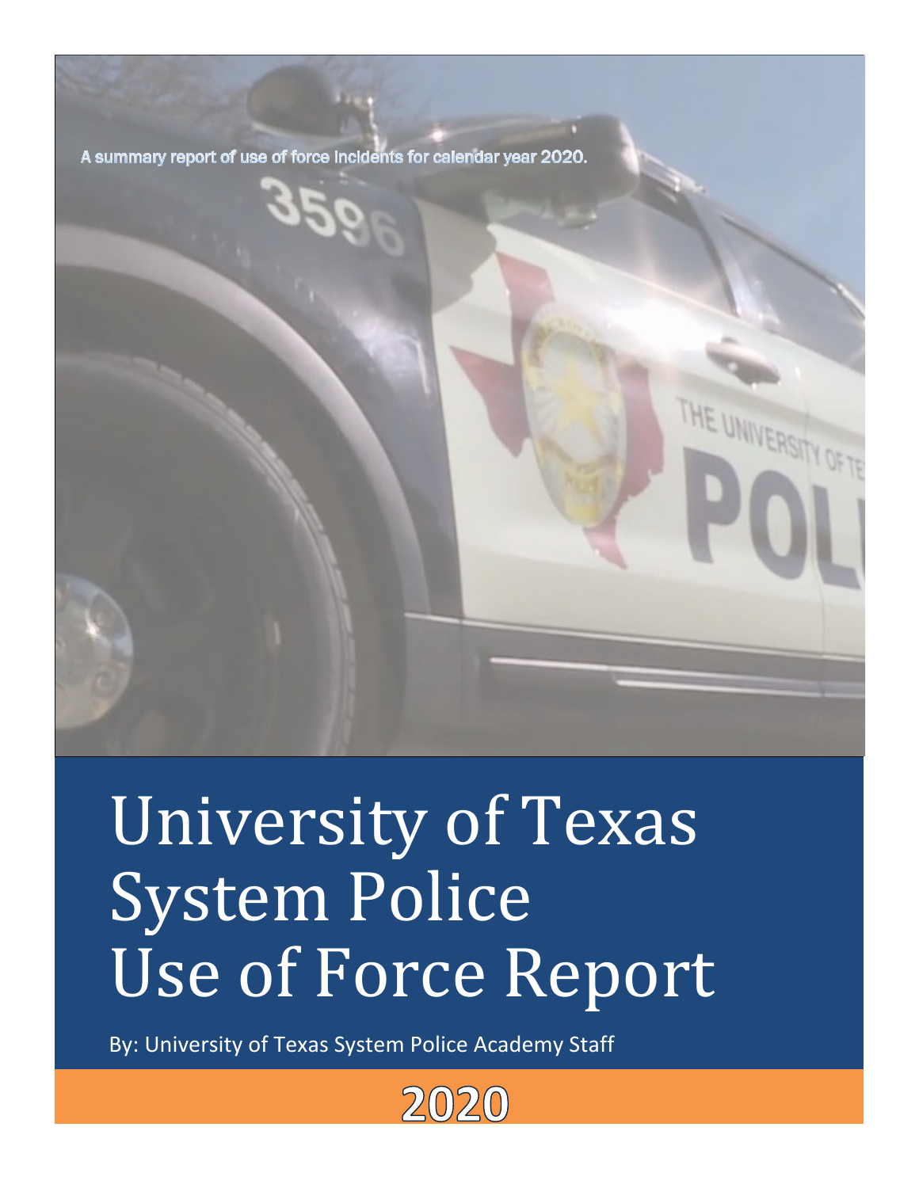A summary report of use of force incidents for calendar year 2020.

# University of Texas System Police Use of Force Report

By: University of Texas System Police Academy Staff

2020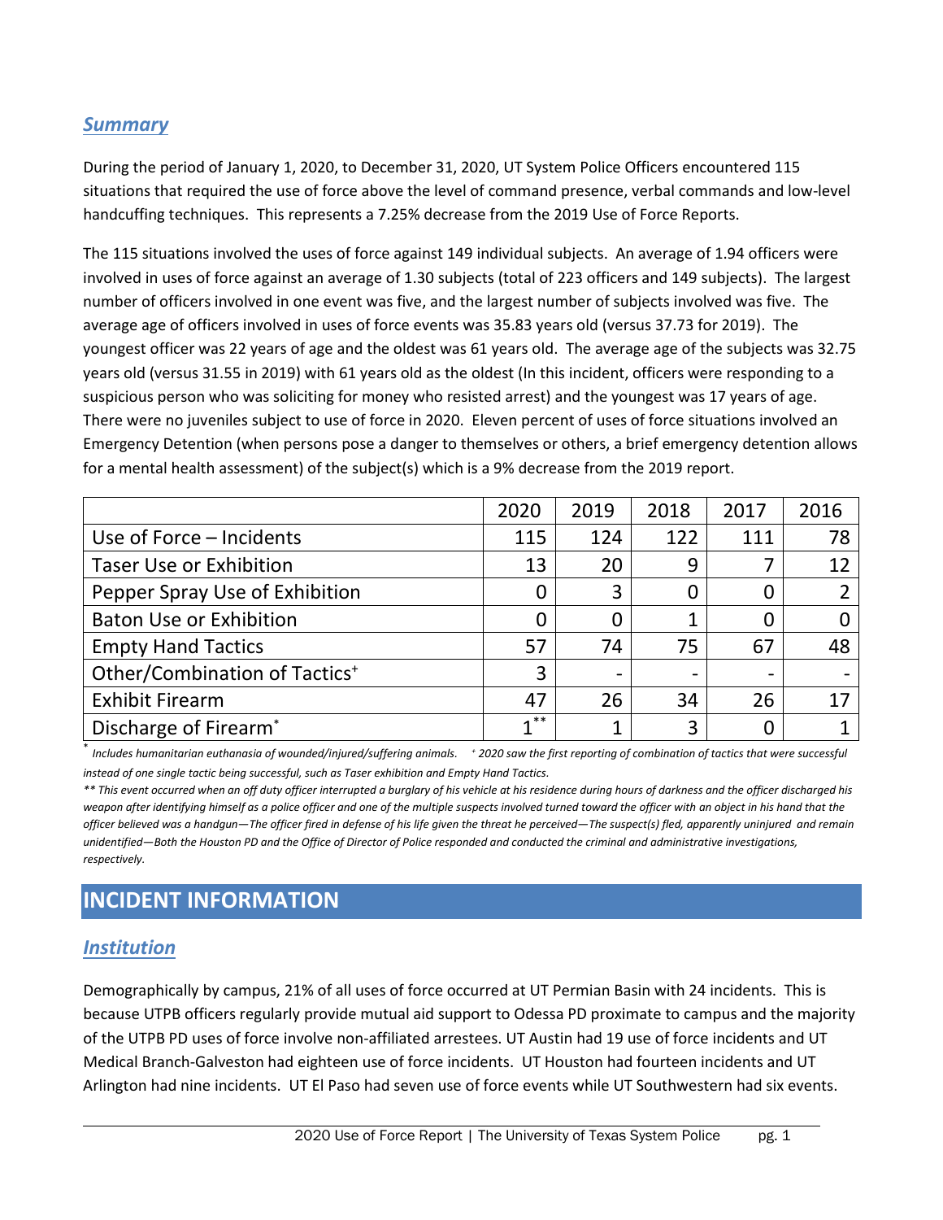## *Summary*

During the period of January 1, 2020, to December 31, 2020, UT System Police Officers encountered 115 situations that required the use of force above the level of command presence, verbal commands and low-level handcuffing techniques. This represents a 7.25% decrease from the 2019 Use of Force Reports.

The 115 situations involved the uses of force against 149 individual subjects. An average of 1.94 officers were involved in uses of force against an average of 1.30 subjects (total of 223 officers and 149 subjects). The largest number of officers involved in one event was five, and the largest number of subjects involved was five. The average age of officers involved in uses of force events was 35.83 years old (versus 37.73 for 2019). The youngest officer was 22 years of age and the oldest was 61 years old. The average age of the subjects was 32.75 years old (versus 31.55 in 2019) with 61 years old as the oldest (In this incident, officers were responding to a suspicious person who was soliciting for money who resisted arrest) and the youngest was 17 years of age. There were no juveniles subject to use of force in 2020. Eleven percent of uses of force situations involved an Emergency Detention (when persons pose a danger to themselves or others, a brief emergency detention allows for a mental health assessment) of the subject(s) which is a 9% decrease from the 2019 report.

| | 2020 | 2019 | 2018 | 2017 | 2016 |
|---|---|---|---|---|---|
| Use of Force – Incidents | 115 | 124 | 122 | 111 | 78 |
| Taser Use or Exhibition | 13 | 20 | 9 | 7 | 12 |
| Pepper Spray Use of Exhibition | 0 | 3 | 0 | 0 | 2 |
| Baton Use or Exhibition | 0 | 0 | 1 | 0 | 0 |
| Empty Hand Tactics | 57 | 74 | 75 | 67 | 48 |
| Other/Combination of Tactics+ | 3 | - | - | - | - |
| Exhibit Firearm | 47 | 26 | 34 | 26 | 17 |
| Discharge of Firearm* | 1** | 1 | 3 | 0 | 1 |

\* *Includes humanitarian euthanasia of wounded/injured/suffering animals.* + *2020 saw the first reporting of combination of tactics that were successful instead of one single tactic being successful, such as Taser exhibition and Empty Hand Tactics.*

*\*\* This event occurred when an off duty officer interrupted a burglary of his vehicle at his residence during hours of darkness and the officer discharged his weapon after identifying himself as a police officer and one of the multiple suspects involved turned toward the officer with an object in his hand that the officer believed was a handgun—The officer fired in defense of his life given the threat he perceived—The suspect(s) fled, apparently uninjured and remain unidentified—Both the Houston PD and the Office of Director of Police responded and conducted the criminal and administrative investigations, respectively.*

# INCIDENT INFORMATION

## *Institution*

Demographically by campus, 21% of all uses of force occurred at UT Permian Basin with 24 incidents. This is because UTPB officers regularly provide mutual aid support to Odessa PD proximate to campus and the majority of the UTPB PD uses of force involve non-affiliated arrestees. UT Austin had 19 use of force incidents and UT Medical Branch-Galveston had eighteen use of force incidents. UT Houston had fourteen incidents and UT Arlington had nine incidents. UT El Paso had seven use of force events while UT Southwestern had six events.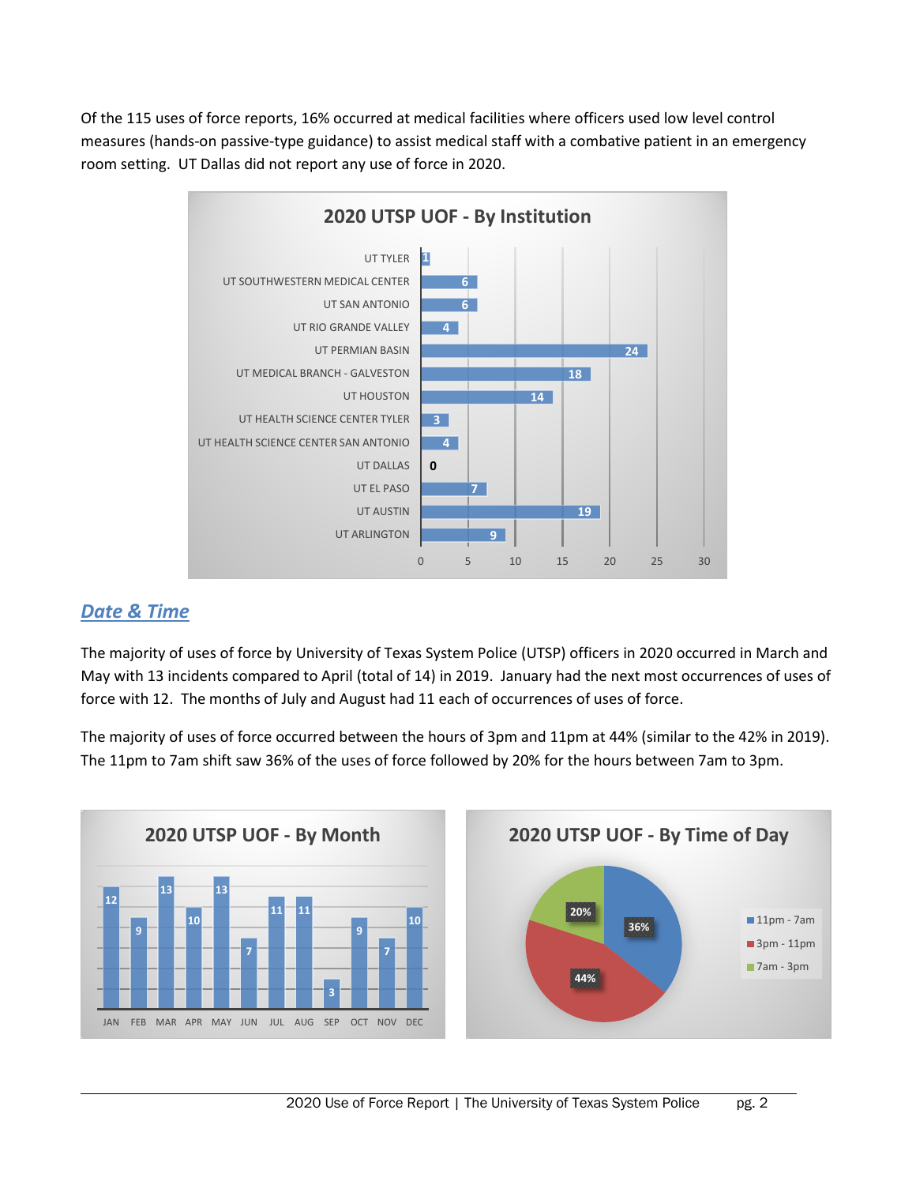Of the 115 uses of force reports, 16% occurred at medical facilities where officers used low level control measures (hands-on passive-type guidance) to assist medical staff with a combative patient in an emergency room setting. UT Dallas did not report any use of force in 2020.

**2020 UTSP UOF - By Institution**

| Institution | Uses of Force |
| --- | --- |
| UT TYLER | 1 |
| UT SOUTHWESTERN MEDICAL CENTER | 6 |
| UT SAN ANTONIO | 6 |
| UT RIO GRANDE VALLEY | 4 |
| UT PERMIAN BASIN | 24 |
| UT MEDICAL BRANCH - GALVESTON | 18 |
| UT HOUSTON | 14 |
| UT HEALTH SCIENCE CENTER TYLER | 3 |
| UT HEALTH SCIENCE CENTER SAN ANTONIO | 4 |
| UT DALLAS | 0 |
| UT EL PASO | 7 |
| UT AUSTIN | 19 |
| UT ARLINGTON | 9 |

## *Date & Time*

The majority of uses of force by University of Texas System Police (UTSP) officers in 2020 occurred in March and May with 13 incidents compared to April (total of 14) in 2019. January had the next most occurrences of uses of force with 12. The months of July and August had 11 each of occurrences of uses of force.

The majority of uses of force occurred between the hours of 3pm and 11pm at 44% (similar to the 42% in 2019). The 11pm to 7am shift saw 36% of the uses of force followed by 20% for the hours between 7am to 3pm.

**2020 UTSP UOF - By Month**

| JAN | FEB | MAR | APR | MAY | JUN | JUL | AUG | SEP | OCT | NOV | DEC |
| --- | --- | --- | --- | --- | --- | --- | --- | --- | --- | --- | --- |
| 12 | 9 | 13 | 10 | 13 | 7 | 11 | 11 | 3 | 9 | 7 | 10 |

**2020 UTSP UOF - By Time of Day**

| Time of Day | Percentage |
| --- | --- |
| 11pm - 7am | 36% |
| 3pm - 11pm | 44% |
| 7am - 3pm | 20% |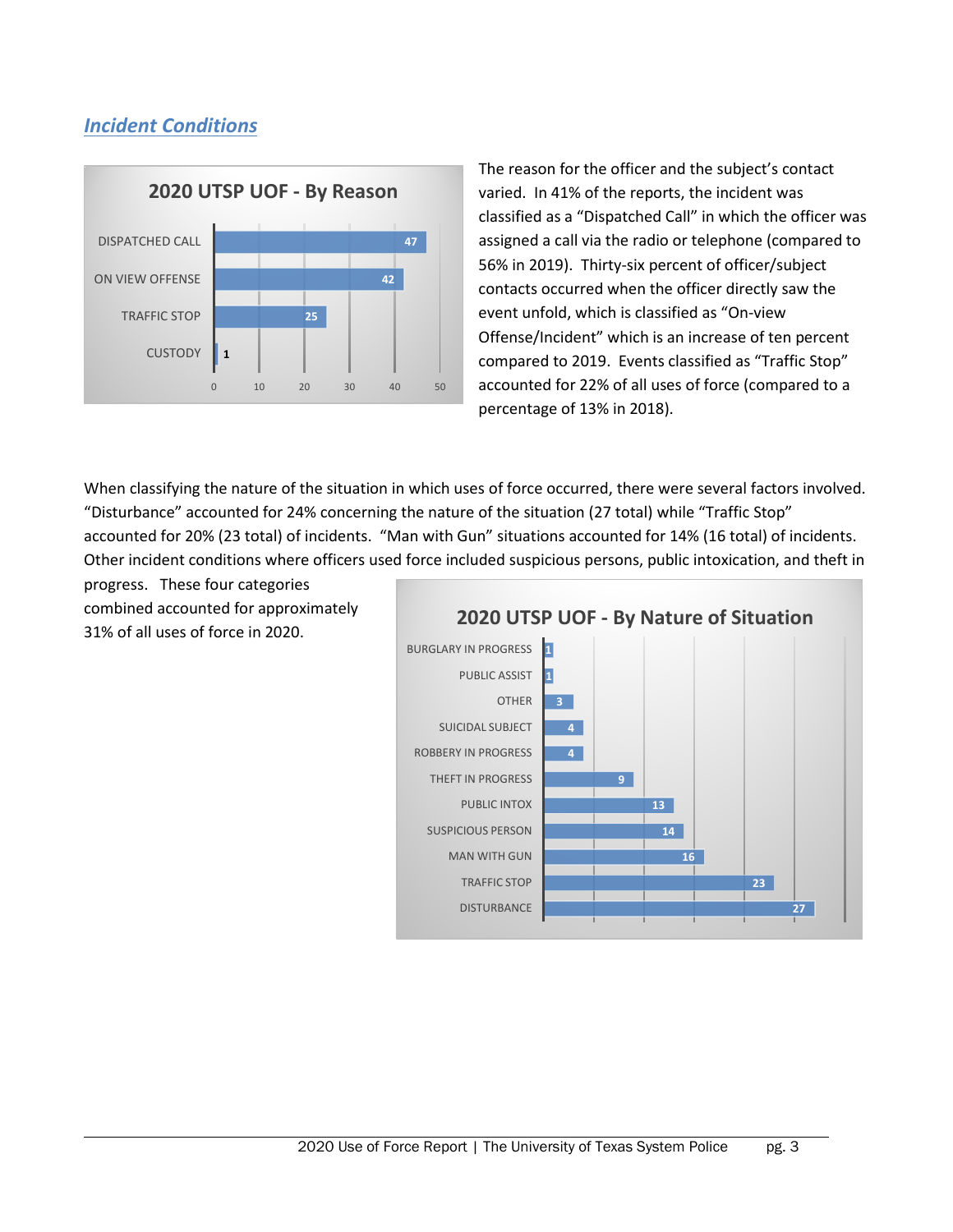## *Incident Conditions*

**2020 UTSP UOF - By Reason**

| Reason | Count |
|---|---|
| DISPATCHED CALL | 47 |
| ON VIEW OFFENSE | 42 |
| TRAFFIC STOP | 25 |
| CUSTODY | 1 |

The reason for the officer and the subject's contact varied. In 41% of the reports, the incident was classified as a "Dispatched Call" in which the officer was assigned a call via the radio or telephone (compared to 56% in 2019). Thirty-six percent of officer/subject contacts occurred when the officer directly saw the event unfold, which is classified as "On-view Offense/Incident" which is an increase of ten percent compared to 2019. Events classified as "Traffic Stop" accounted for 22% of all uses of force (compared to a percentage of 13% in 2018).

When classifying the nature of the situation in which uses of force occurred, there were several factors involved. "Disturbance" accounted for 24% concerning the nature of the situation (27 total) while "Traffic Stop" accounted for 20% (23 total) of incidents. "Man with Gun" situations accounted for 14% (16 total) of incidents. Other incident conditions where officers used force included suspicious persons, public intoxication, and theft in progress. These four categories combined accounted for approximately 31% of all uses of force in 2020.

**2020 UTSP UOF - By Nature of Situation**

| Nature of Situation | Count |
|---|---|
| BURGLARY IN PROGRESS | 1 |
| PUBLIC ASSIST | 1 |
| OTHER | 3 |
| SUICIDAL SUBJECT | 4 |
| ROBBERY IN PROGRESS | 4 |
| THEFT IN PROGRESS | 9 |
| PUBLIC INTOX | 13 |
| SUSPICIOUS PERSON | 14 |
| MAN WITH GUN | 16 |
| TRAFFIC STOP | 23 |
| DISTURBANCE | 27 |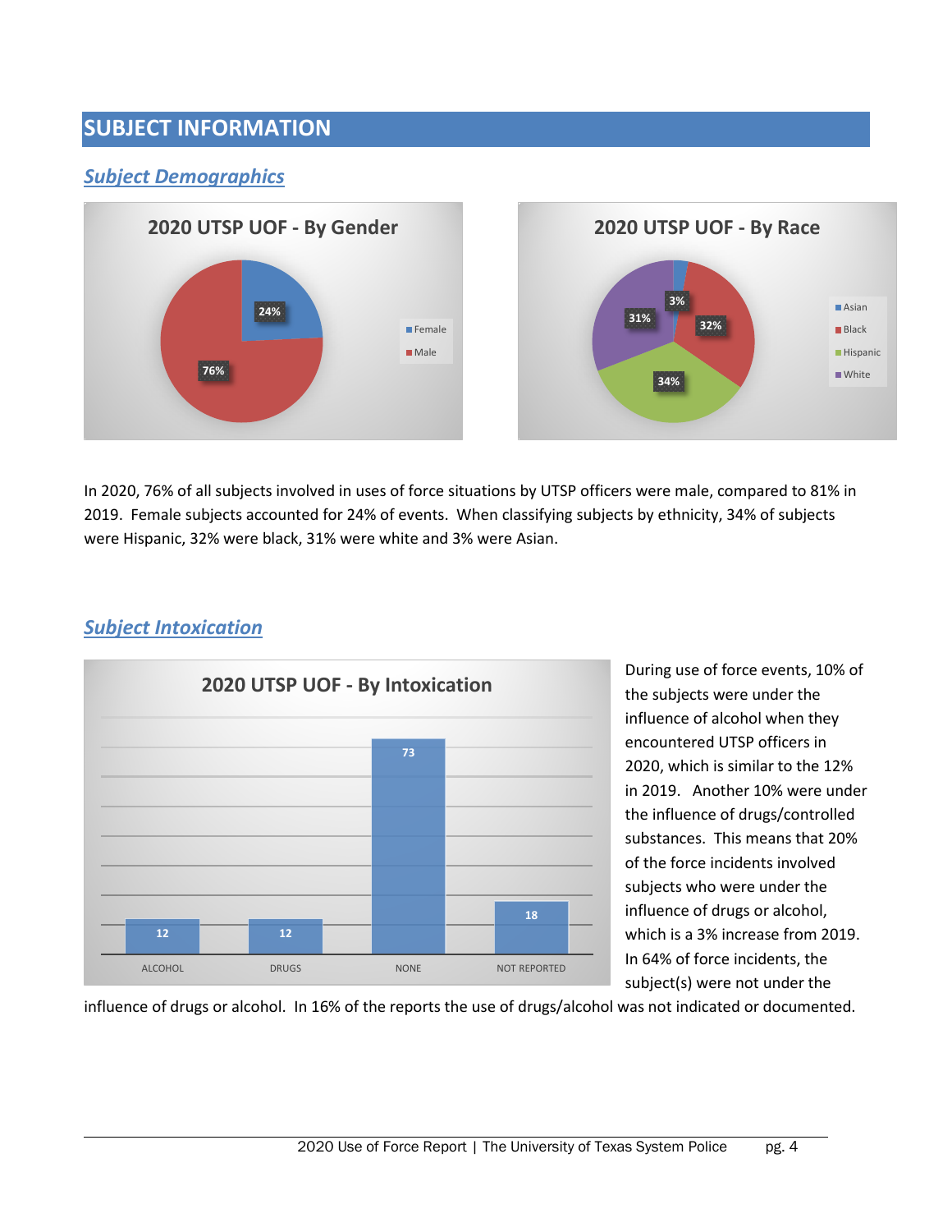# SUBJECT INFORMATION

## *Subject Demographics*

**2020 UTSP UOF - By Gender**

| Gender | Percentage |
|---|---|
| Female | 24% |
| Male | 76% |

**2020 UTSP UOF - By Race**

| Race | Percentage |
|---|---|
| Asian | 3% |
| Black | 32% |
| Hispanic | 34% |
| White | 31% |

In 2020, 76% of all subjects involved in uses of force situations by UTSP officers were male, compared to 81% in 2019. Female subjects accounted for 24% of events. When classifying subjects by ethnicity, 34% of subjects were Hispanic, 32% were black, 31% were white and 3% were Asian.

## *Subject Intoxication*

**2020 UTSP UOF - By Intoxication**

| Intoxication | Count |
|---|---|
| ALCOHOL | 12 |
| DRUGS | 12 |
| NONE | 73 |
| NOT REPORTED | 18 |

During use of force events, 10% of the subjects were under the influence of alcohol when they encountered UTSP officers in 2020, which is similar to the 12% in 2019. Another 10% were under the influence of drugs/controlled substances. This means that 20% of the force incidents involved subjects who were under the influence of drugs or alcohol, which is a 3% increase from 2019. In 64% of force incidents, the subject(s) were not under the influence of drugs or alcohol. In 16% of the reports the use of drugs/alcohol was not indicated or documented.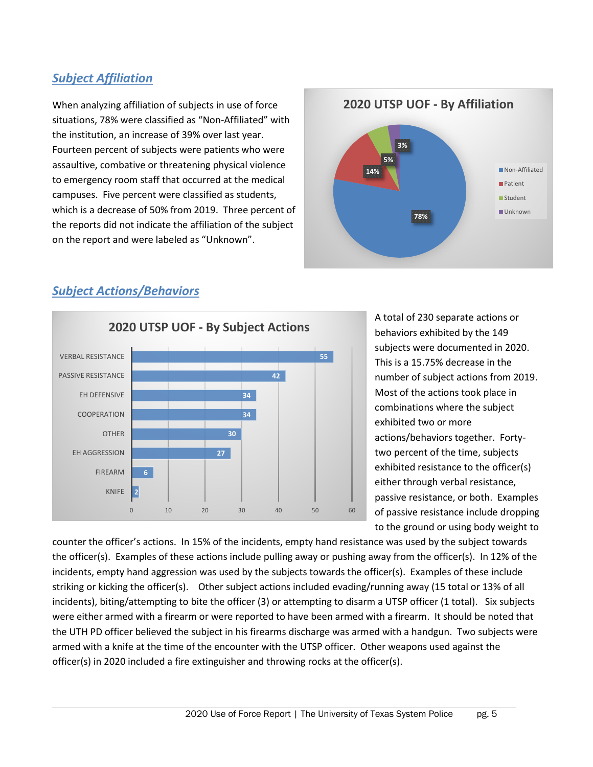## *Subject Affiliation*

When analyzing affiliation of subjects in use of force situations, 78% were classified as "Non-Affiliated" with the institution, an increase of 39% over last year. Fourteen percent of subjects were patients who were assaultive, combative or threatening physical violence to emergency room staff that occurred at the medical campuses. Five percent were classified as students, which is a decrease of 50% from 2019. Three percent of the reports did not indicate the affiliation of the subject on the report and were labeled as "Unknown".

**2020 UTSP UOF - By Affiliation**

| Affiliation | Percent |
|---|---|
| Non-Affiliated | 78% |
| Patient | 14% |
| Student | 5% |
| Unknown | 3% |

## *Subject Actions/Behaviors*

**2020 UTSP UOF - By Subject Actions**

| Action | Count |
|---|---|
| VERBAL RESISTANCE | 55 |
| PASSIVE RESISTANCE | 42 |
| EH DEFENSIVE | 34 |
| COOPERATION | 34 |
| OTHER | 30 |
| EH AGGRESSION | 27 |
| FIREARM | 6 |
| KNIFE | 2 |

A total of 230 separate actions or behaviors exhibited by the 149 subjects were documented in 2020. This is a 15.75% decrease in the number of subject actions from 2019. Most of the actions took place in combinations where the subject exhibited two or more actions/behaviors together. Forty-two percent of the time, subjects exhibited resistance to the officer(s) either through verbal resistance, passive resistance, or both. Examples of passive resistance include dropping to the ground or using body weight to counter the officer's actions. In 15% of the incidents, empty hand resistance was used by the subject towards the officer(s). Examples of these actions include pulling away or pushing away from the officer(s). In 12% of the incidents, empty hand aggression was used by the subjects towards the officer(s). Examples of these include striking or kicking the officer(s). Other subject actions included evading/running away (15 total or 13% of all incidents), biting/attempting to bite the officer (3) or attempting to disarm a UTSP officer (1 total). Six subjects were either armed with a firearm or were reported to have been armed with a firearm. It should be noted that the UTH PD officer believed the subject in his firearms discharge was armed with a handgun. Two subjects were armed with a knife at the time of the encounter with the UTSP officer. Other weapons used against the officer(s) in 2020 included a fire extinguisher and throwing rocks at the officer(s).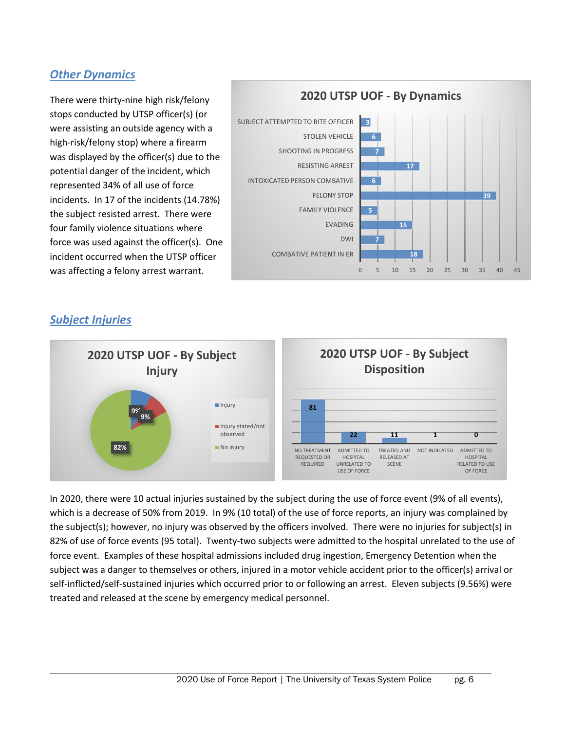## Other Dynamics

There were thirty-nine high risk/felony stops conducted by UTSP officer(s) (or were assisting an outside agency with a high-risk/felony stop) where a firearm was displayed by the officer(s) due to the potential danger of the incident, which represented 34% of all use of force incidents. In 17 of the incidents (14.78%) the subject resisted arrest. There were four family violence situations where force was used against the officer(s). One incident occurred when the UTSP officer was affecting a felony arrest warrant.

**2020 UTSP UOF - By Dynamics**

| Dynamic | Count |
|---|---|
| SUBJECT ATTEMPTED TO BITE OFFICER | 3 |
| STOLEN VEHICLE | 6 |
| SHOOTING IN PROGRESS | 7 |
| RESISTING ARREST | 17 |
| INTOXICATED PERSON COMBATIVE | 6 |
| FELONY STOP | 39 |
| FAMILY VIOLENCE | 5 |
| EVADING | 15 |
| DWI | 7 |
| COMBATIVE PATIENT IN ER | 18 |

## Subject Injuries

**2020 UTSP UOF - By Subject Injury**

| Category | Percent |
|---|---|
| Injury | 9% |
| Injury stated/not observed | 9% |
| No injury | 82% |

**2020 UTSP UOF - By Subject Disposition**

| Disposition | Count |
|---|---|
| NO TREATMENT REQUESTED OR REQUIRED | 81 |
| ADMITTED TO HOSPITAL UNRELATED TO USE OF FORCE | 22 |
| TREATED AND RELEASED AT SCENE | 11 |
| NOT INDICATED | 1 |
| ADMITTED TO HOSPITAL RELATED TO USE OF FORCE | 0 |

In 2020, there were 10 actual injuries sustained by the subject during the use of force event (9% of all events), which is a decrease of 50% from 2019. In 9% (10 total) of the use of force reports, an injury was complained by the subject(s); however, no injury was observed by the officers involved. There were no injuries for subject(s) in 82% of use of force events (95 total). Twenty-two subjects were admitted to the hospital unrelated to the use of force event. Examples of these hospital admissions included drug ingestion, Emergency Detention when the subject was a danger to themselves or others, injured in a motor vehicle accident prior to the officer(s) arrival or self-inflicted/self-sustained injuries which occurred prior to or following an arrest. Eleven subjects (9.56%) were treated and released at the scene by emergency medical personnel.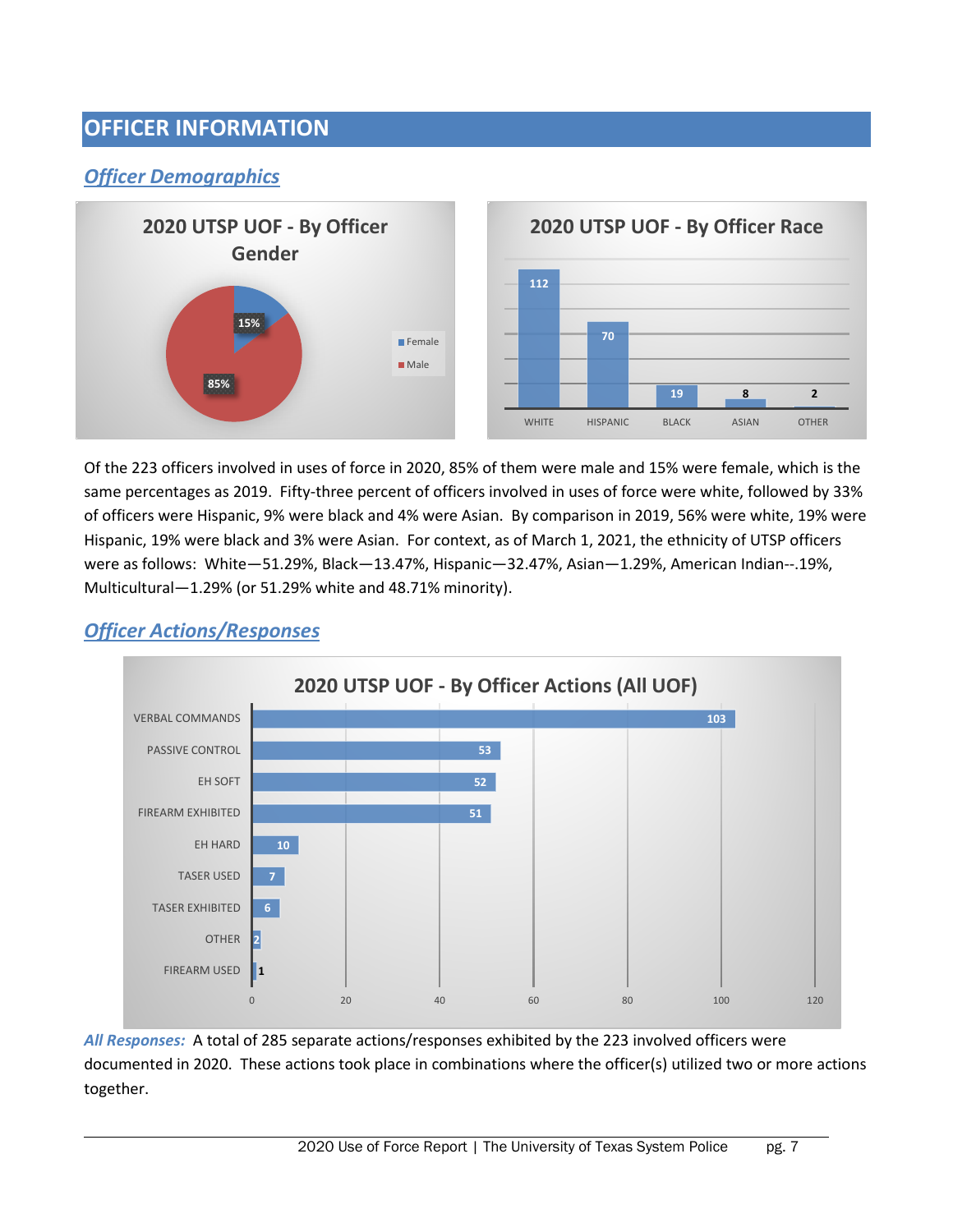# OFFICER INFORMATION

## *Officer Demographics*

**2020 UTSP UOF - By Officer Gender**

| Gender | Percentage |
|---|---|
| Female | 15% |
| Male | 85% |

**2020 UTSP UOF - By Officer Race**

| Race | Count |
|---|---|
| WHITE | 112 |
| HISPANIC | 70 |
| BLACK | 19 |
| ASIAN | 8 |
| OTHER | 2 |

Of the 223 officers involved in uses of force in 2020, 85% of them were male and 15% were female, which is the same percentages as 2019. Fifty-three percent of officers involved in uses of force were white, followed by 33% of officers were Hispanic, 9% were black and 4% were Asian. By comparison in 2019, 56% were white, 19% were Hispanic, 19% were black and 3% were Asian. For context, as of March 1, 2021, the ethnicity of UTSP officers were as follows: White—51.29%, Black—13.47%, Hispanic—32.47%, Asian—1.29%, American Indian--.19%, Multicultural—1.29% (or 51.29% white and 48.71% minority).

## *Officer Actions/Responses*

**2020 UTSP UOF - By Officer Actions (All UOF)**

| Action | Count |
|---|---|
| VERBAL COMMANDS | 103 |
| PASSIVE CONTROL | 53 |
| EH SOFT | 52 |
| FIREARM EXHIBITED | 51 |
| EH HARD | 10 |
| TASER USED | 7 |
| TASER EXHIBITED | 6 |
| OTHER | 2 |
| FIREARM USED | 1 |

***All Responses:*** A total of 285 separate actions/responses exhibited by the 223 involved officers were documented in 2020. These actions took place in combinations where the officer(s) utilized two or more actions together.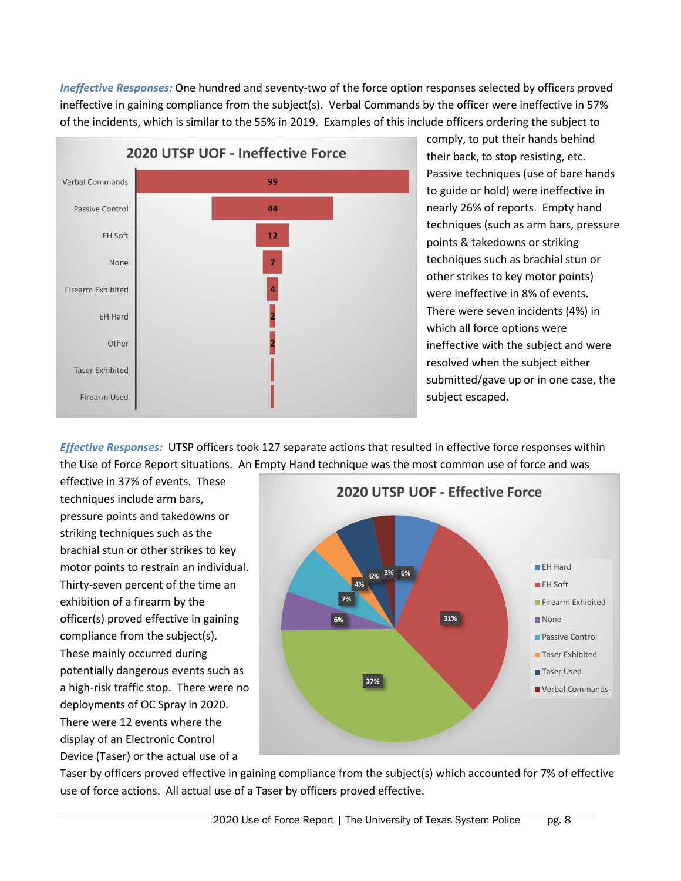*Ineffective Responses:* One hundred and seventy-two of the force option responses selected by officers proved ineffective in gaining compliance from the subject(s). Verbal Commands by the officer were ineffective in 57% of the incidents, which is similar to the 55% in 2019. Examples of this include officers ordering the subject to comply, to put their hands behind their back, to stop resisting, etc. Passive techniques (use of bare hands to guide or hold) were ineffective in nearly 26% of reports. Empty hand techniques (such as arm bars, pressure points & takedowns or striking techniques such as brachial stun or other strikes to key motor points) were ineffective in 8% of events. There were seven incidents (4%) in which all force options were ineffective with the subject and were resolved when the subject either submitted/gave up or in one case, the subject escaped.

**2020 UTSP UOF - Ineffective Force**

| Force Option | Count |
|---|---|
| Verbal Commands | 99 |
| Passive Control | 44 |
| EH Soft | 12 |
| None | 7 |
| Firearm Exhibited | 4 |
| EH Hard | 2 |
| Other | 2 |
| Taser Exhibited | |
| Firearm Used | |

*Effective Responses:* UTSP officers took 127 separate actions that resulted in effective force responses within the Use of Force Report situations. An Empty Hand technique was the most common use of force and was effective in 37% of events. These techniques include arm bars, pressure points and takedowns or striking techniques such as the brachial stun or other strikes to key motor points to restrain an individual. Thirty-seven percent of the time an exhibition of a firearm by the officer(s) proved effective in gaining compliance from the subject(s). These mainly occurred during potentially dangerous events such as a high-risk traffic stop. There were no deployments of OC Spray in 2020. There were 12 events where the display of an Electronic Control Device (Taser) or the actual use of a Taser by officers proved effective in gaining compliance from the subject(s) which accounted for 7% of effective use of force actions. All actual use of a Taser by officers proved effective.

**2020 UTSP UOF - Effective Force**

| Force Option | Percent |
|---|---|
| EH Hard | 6% |
| EH Soft | 31% |
| Firearm Exhibited | 37% |
| None | 6% |
| Passive Control | 7% |
| Taser Exhibited | 4% |
| Taser Used | 6% |
| Verbal Commands | 3% |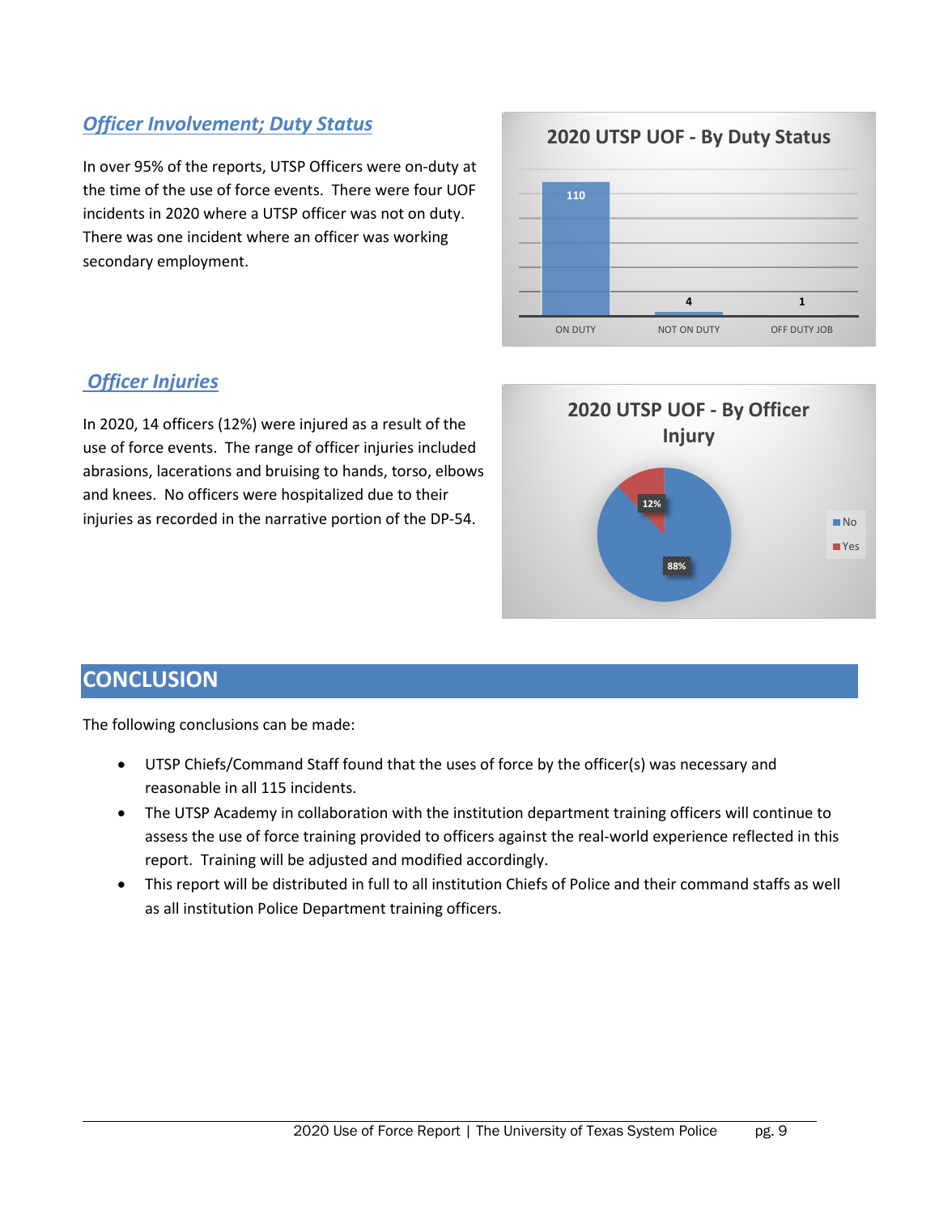## *Officer Involvement; Duty Status*

In over 95% of the reports, UTSP Officers were on-duty at the time of the use of force events. There were four UOF incidents in 2020 where a UTSP officer was not on duty. There was one incident where an officer was working secondary employment.

2020 UTSP UOF - By Duty Status

110

4

1

ON DUTY

NOT ON DUTY

OFF DUTY JOB

## *Officer Injuries*

In 2020, 14 officers (12%) were injured as a result of the use of force events. The range of officer injuries included abrasions, lacerations and bruising to hands, torso, elbows and knees. No officers were hospitalized due to their injuries as recorded in the narrative portion of the DP-54.

2020 UTSP UOF - By Officer Injury

12%

88%

No

Yes

# CONCLUSION

The following conclusions can be made:

- UTSP Chiefs/Command Staff found that the uses of force by the officer(s) was necessary and reasonable in all 115 incidents.
- The UTSP Academy in collaboration with the institution department training officers will continue to assess the use of force training provided to officers against the real-world experience reflected in this report. Training will be adjusted and modified accordingly.
- This report will be distributed in full to all institution Chiefs of Police and their command staffs as well as all institution Police Department training officers.